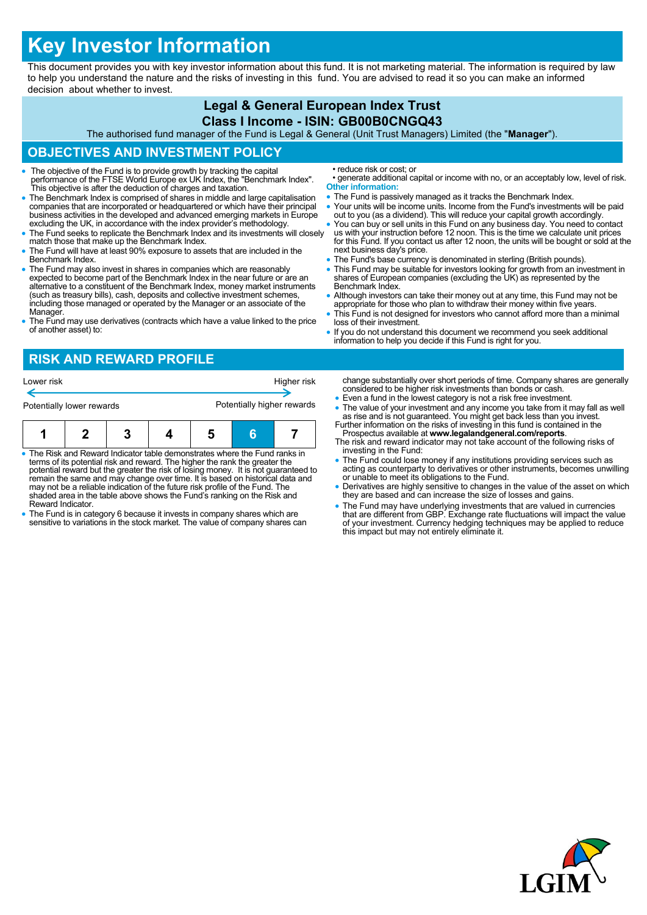# Key Investor Information

This document provides you with key investor information about this fund. It is not marketing material. The information is required by law to help you understand the nature and the risks of investing in this fund. You are advised to read it so you can make an informed decision about whether to invest.

## Legal & General European Index Trust
## Class I Income - ISIN: GB00B0CNGQ43

The authorised fund manager of the Fund is Legal & General (Unit Trust Managers) Limited (the "**Manager**").

## OBJECTIVES AND INVESTMENT POLICY

- The objective of the Fund is to provide growth by tracking the capital performance of the FTSE World Europe ex UK Index, the "Benchmark Index". This objective is after the deduction of charges and taxation.
- The Benchmark Index is comprised of shares in middle and large capitalisation companies that are incorporated or headquartered or which have their principal business activities in the developed and advanced emerging markets in Europe excluding the UK, in accordance with the index provider's methodology.
- The Fund seeks to replicate the Benchmark Index and its investments will closely match those that make up the Benchmark Index.
- The Fund will have at least 90% exposure to assets that are included in the Benchmark Index.
- The Fund may also invest in shares in companies which are reasonably expected to become part of the Benchmark Index in the near future or are an alternative to a constituent of the Benchmark Index, money market instruments (such as treasury bills), cash, deposits and collective investment schemes, including those managed or operated by the Manager or an associate of the Manager.
- The Fund may use derivatives (contracts which have a value linked to the price of another asset) to:
  - reduce risk or cost; or
  - generate additional capital or income with no, or an acceptably low, level of risk.

**Other information:**

- The Fund is passively managed as it tracks the Benchmark Index.
- Your units will be income units. Income from the Fund's investments will be paid out to you (as a dividend). This will reduce your capital growth accordingly.
- You can buy or sell units in this Fund on any business day. You need to contact us with your instruction before 12 noon. This is the time we calculate unit prices for this Fund. If you contact us after 12 noon, the units will be bought or sold at the next business day's price.
- The Fund's base currency is denominated in sterling (British pounds).
- This Fund may be suitable for investors looking for growth from an investment in shares of European companies (excluding the UK) as represented by the Benchmark Index.
- Although investors can take their money out at any time, this Fund may not be appropriate for those who plan to withdraw their money within five years.
- This Fund is not designed for investors who cannot afford more than a minimal loss of their investment.
- If you do not understand this document we recommend you seek additional information to help you decide if this Fund is right for you.

## RISK AND REWARD PROFILE

| Lower risk | | | | | | Higher risk |
|---|---|---|---|---|---|---|
| Potentially lower rewards | | | | | | Potentially higher rewards |
| 1 | 2 | 3 | 4 | 5 | **6** | 7 |

- The Risk and Reward Indicator table demonstrates where the Fund ranks in terms of its potential risk and reward. The higher the rank the greater the potential reward but the greater the risk of losing money. It is not guaranteed to remain the same and may change over time. It is based on historical data and may not be a reliable indication of the future risk profile of the Fund. The shaded area in the table above shows the Fund's ranking on the Risk and Reward Indicator.
- The Fund is in category 6 because it invests in company shares which are sensitive to variations in the stock market. The value of company shares can change substantially over short periods of time. Company shares are generally considered to be higher risk investments than bonds or cash.
- Even a fund in the lowest category is not a risk free investment.
- The value of your investment and any income you take from it may fall as well as rise and is not guaranteed. You might get back less than you invest.

Further information on the risks of investing in this fund is contained in the Prospectus available at **www.legalandgeneral.com/reports**.

The risk and reward indicator may not take account of the following risks of investing in the Fund:

- The Fund could lose money if any institutions providing services such as acting as counterparty to derivatives or other instruments, becomes unwilling or unable to meet its obligations to the Fund.
- Derivatives are highly sensitive to changes in the value of the asset on which they are based and can increase the size of losses and gains.
- The Fund may have underlying investments that are valued in currencies that are different from GBP. Exchange rate fluctuations will impact the value of your investment. Currency hedging techniques may be applied to reduce this impact but may not entirely eliminate it.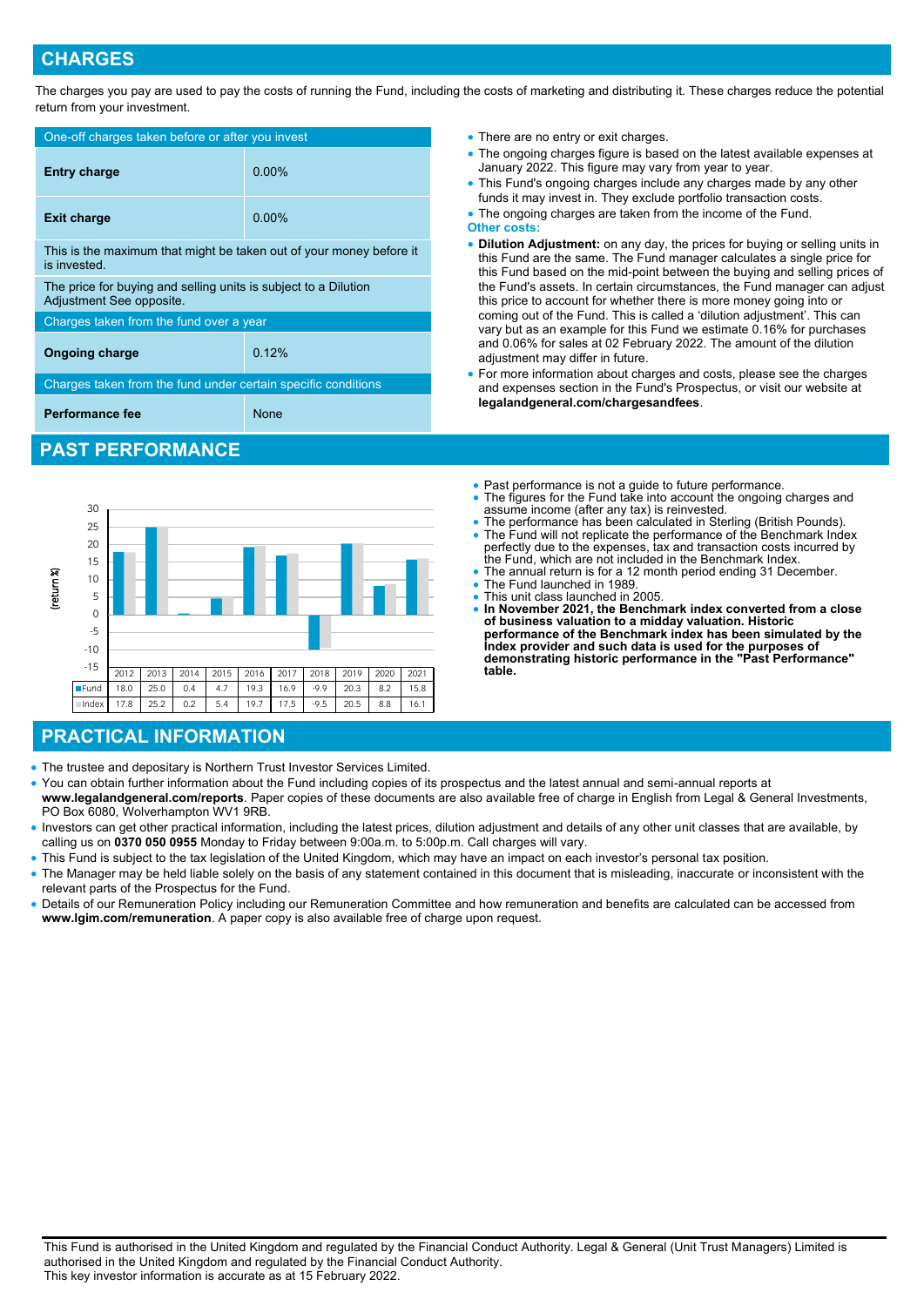## CHARGES

The charges you pay are used to pay the costs of running the Fund, including the costs of marketing and distributing it. These charges reduce the potential return from your investment.

| One-off charges taken before or after you invest | |
|---|---|
| **Entry charge** | 0.00% |
| **Exit charge** | 0.00% |
| This is the maximum that might be taken out of your money before it is invested. | |
| The price for buying and selling units is subject to a Dilution Adjustment See opposite. | |
| Charges taken from the fund over a year | |
| **Ongoing charge** | 0.12% |
| Charges taken from the fund under certain specific conditions | |
| **Performance fee** | None |

- There are no entry or exit charges.
- The ongoing charges figure is based on the latest available expenses at January 2022. This figure may vary from year to year.
- This Fund's ongoing charges include any charges made by any other funds it may invest in. They exclude portfolio transaction costs.
- The ongoing charges are taken from the income of the Fund.

**Other costs:**

- **Dilution Adjustment:** on any day, the prices for buying or selling units in this Fund are the same. The Fund manager calculates a single price for this Fund based on the mid-point between the buying and selling prices of the Fund's assets. In certain circumstances, the Fund manager can adjust this price to account for whether there is more money going into or coming out of the Fund. This is called a 'dilution adjustment'. This can vary but as an example for this Fund we estimate 0.16% for purchases and 0.06% for sales at 02 February 2022. The amount of the dilution adjustment may differ in future.
- For more information about charges and costs, please see the charges and expenses section in the Fund's Prospectus, or visit our website at **legalandgeneral.com/chargesandfees**.

## PAST PERFORMANCE

(return %)

30
25
20
15
10
5
0
-5
-10
-15

| | 2012 | 2013 | 2014 | 2015 | 2016 | 2017 | 2018 | 2019 | 2020 | 2021 |
|---|---|---|---|---|---|---|---|---|---|---|
| Fund | 18.0 | 25.0 | 0.4 | 4.7 | 19.3 | 16.9 | -9.9 | 20.3 | 8.2 | 15.8 |
| Index | 17.8 | 25.2 | 0.2 | 5.4 | 19.7 | 17.5 | -9.5 | 20.5 | 8.8 | 16.1 |

- Past performance is not a guide to future performance.
- The figures for the Fund take into account the ongoing charges and assume income (after any tax) is reinvested.
- The performance has been calculated in Sterling (British Pounds).
- The Fund will not replicate the performance of the Benchmark Index perfectly due to the expenses, tax and transaction costs incurred by the Fund, which are not included in the Benchmark Index.
- The annual return is for a 12 month period ending 31 December.
- The Fund launched in 1989.
- This unit class launched in 2005.
- **In November 2021, the Benchmark index converted from a close of business valuation to a midday valuation. Historic performance of the Benchmark index has been simulated by the Index provider and such data is used for the purposes of demonstrating historic performance in the "Past Performance" table.**

## PRACTICAL INFORMATION

- The trustee and depositary is Northern Trust Investor Services Limited.
- You can obtain further information about the Fund including copies of its prospectus and the latest annual and semi-annual reports at **www.legalandgeneral.com/reports**. Paper copies of these documents are also available free of charge in English from Legal & General Investments, PO Box 6080, Wolverhampton WV1 9RB.
- Investors can get other practical information, including the latest prices, dilution adjustment and details of any other unit classes that are available, by calling us on **0370 050 0955** Monday to Friday between 9:00a.m. to 5:00p.m. Call charges will vary.
- This Fund is subject to the tax legislation of the United Kingdom, which may have an impact on each investor's personal tax position.
- The Manager may be held liable solely on the basis of any statement contained in this document that is misleading, inaccurate or inconsistent with the relevant parts of the Prospectus for the Fund.
- Details of our Remuneration Policy including our Remuneration Committee and how remuneration and benefits are calculated can be accessed from **www.lgim.com/remuneration**. A paper copy is also available free of charge upon request.

This Fund is authorised in the United Kingdom and regulated by the Financial Conduct Authority. Legal & General (Unit Trust Managers) Limited is authorised in the United Kingdom and regulated by the Financial Conduct Authority.
This key investor information is accurate as at 15 February 2022.